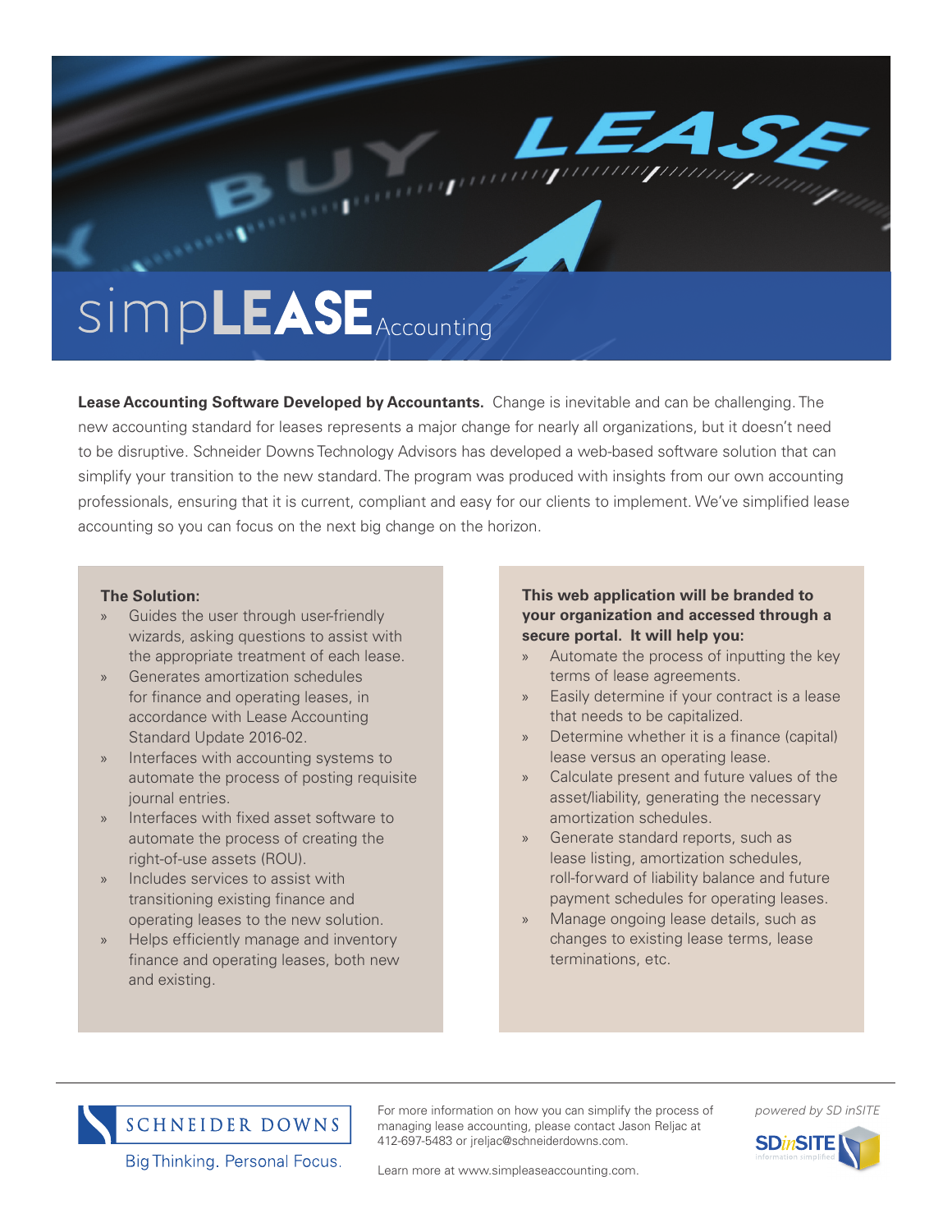# simpLEASE Accounting

**Lease Accounting Software Developed by Accountants.** Change is inevitable and can be challenging. The new accounting standard for leases represents a major change for nearly all organizations, but it doesn't need to be disruptive. Schneider Downs Technology Advisors has developed a web-based software solution that can simplify your transition to the new standard. The program was produced with insights from our own accounting professionals, ensuring that it is current, compliant and easy for our clients to implement. We've simplified lease accounting so you can focus on the next big change on the horizon.

**The Solution:**

- Guides the user through user-friendly wizards, asking questions to assist with the appropriate treatment of each lease.
- Generates amortization schedules for finance and operating leases, in accordance with Lease Accounting Standard Update 2016-02.
- Interfaces with accounting systems to automate the process of posting requisite journal entries.
- Interfaces with fixed asset software to automate the process of creating the right-of-use assets (ROU).
- Includes services to assist with transitioning existing finance and operating leases to the new solution.
- Helps efficiently manage and inventory finance and operating leases, both new and existing.

**This web application will be branded to your organization and accessed through a secure portal. It will help you:**

- Automate the process of inputting the key terms of lease agreements.
- Easily determine if your contract is a lease that needs to be capitalized.
- Determine whether it is a finance (capital) lease versus an operating lease.
- Calculate present and future values of the asset/liability, generating the necessary amortization schedules.
- Generate standard reports, such as lease listing, amortization schedules, roll-forward of liability balance and future payment schedules for operating leases.
- Manage ongoing lease details, such as changes to existing lease terms, lease terminations, etc.

SCHNEIDER DOWNS

Big Thinking. Personal Focus.

For more information on how you can simplify the process of managing lease accounting, please contact Jason Reljac at 412-697-5483 or jreljac@schneiderdowns.com.

Learn more at www.simpleaseaccounting.com.

*powered by SD inSITE*

SDinSITE information simplified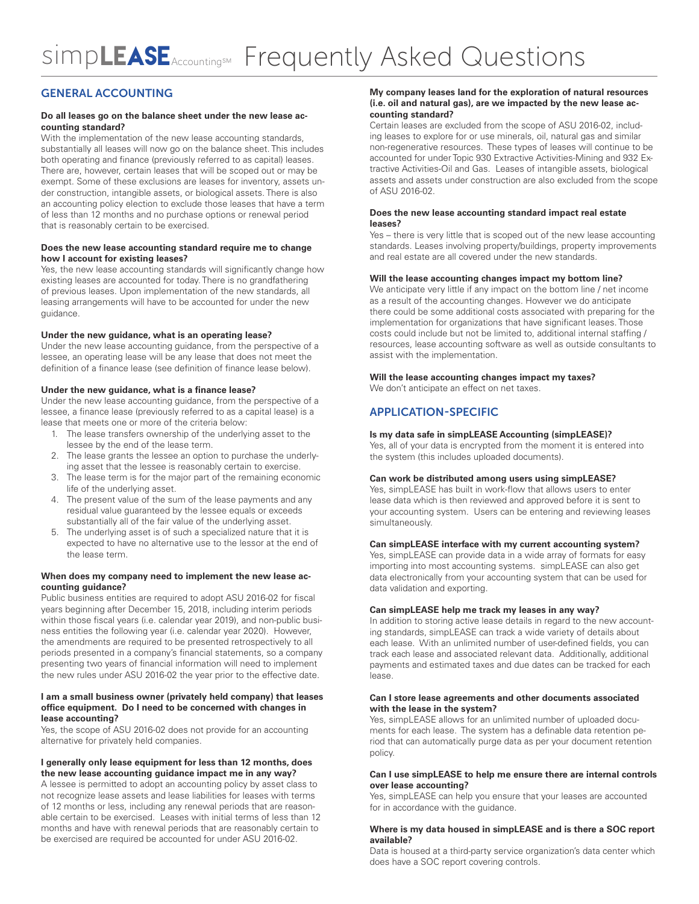# simpLEASE Accounting℠ Frequently Asked Questions

## GENERAL ACCOUNTING

**Do all leases go on the balance sheet under the new lease accounting standard?**

With the implementation of the new lease accounting standards, substantially all leases will now go on the balance sheet. This includes both operating and finance (previously referred to as capital) leases. There are, however, certain leases that will be scoped out or may be exempt. Some of these exclusions are leases for inventory, assets under construction, intangible assets, or biological assets. There is also an accounting policy election to exclude those leases that have a term of less than 12 months and no purchase options or renewal period that is reasonably certain to be exercised.

**Does the new lease accounting standard require me to change how I account for existing leases?**

Yes, the new lease accounting standards will significantly change how existing leases are accounted for today. There is no grandfathering of previous leases. Upon implementation of the new standards, all leasing arrangements will have to be accounted for under the new guidance.

**Under the new guidance, what is an operating lease?**

Under the new lease accounting guidance, from the perspective of a lessee, an operating lease will be any lease that does not meet the definition of a finance lease (see definition of finance lease below).

**Under the new guidance, what is a finance lease?**

Under the new lease accounting guidance, from the perspective of a lessee, a finance lease (previously referred to as a capital lease) is a lease that meets one or more of the criteria below:

1. The lease transfers ownership of the underlying asset to the lessee by the end of the lease term.
2. The lease grants the lessee an option to purchase the underlying asset that the lessee is reasonably certain to exercise.
3. The lease term is for the major part of the remaining economic life of the underlying asset.
4. The present value of the sum of the lease payments and any residual value guaranteed by the lessee equals or exceeds substantially all of the fair value of the underlying asset.
5. The underlying asset is of such a specialized nature that it is expected to have no alternative use to the lessor at the end of the lease term.

**When does my company need to implement the new lease accounting guidance?**

Public business entities are required to adopt ASU 2016-02 for fiscal years beginning after December 15, 2018, including interim periods within those fiscal years (i.e. calendar year 2019), and non-public business entities the following year (i.e. calendar year 2020). However, the amendments are required to be presented retrospectively to all periods presented in a company's financial statements, so a company presenting two years of financial information will need to implement the new rules under ASU 2016-02 the year prior to the effective date.

**I am a small business owner (privately held company) that leases office equipment. Do I need to be concerned with changes in lease accounting?**

Yes, the scope of ASU 2016-02 does not provide for an accounting alternative for privately held companies.

**I generally only lease equipment for less than 12 months, does the new lease accounting guidance impact me in any way?**

A lessee is permitted to adopt an accounting policy by asset class to not recognize lease assets and lease liabilities for leases with terms of 12 months or less, including any renewal periods that are reasonable certain to be exercised. Leases with initial terms of less than 12 months and have with renewal periods that are reasonably certain to be exercised are required be accounted for under ASU 2016-02.

**My company leases land for the exploration of natural resources (i.e. oil and natural gas), are we impacted by the new lease accounting standard?**

Certain leases are excluded from the scope of ASU 2016-02, including leases to explore for or use minerals, oil, natural gas and similar non-regenerative resources. These types of leases will continue to be accounted for under Topic 930 Extractive Activities-Mining and 932 Extractive Activities-Oil and Gas. Leases of intangible assets, biological assets and assets under construction are also excluded from the scope of ASU 2016-02.

**Does the new lease accounting standard impact real estate leases?**

Yes – there is very little that is scoped out of the new lease accounting standards. Leases involving property/buildings, property improvements and real estate are all covered under the new standards.

**Will the lease accounting changes impact my bottom line?**

We anticipate very little if any impact on the bottom line / net income as a result of the accounting changes. However we do anticipate there could be some additional costs associated with preparing for the implementation for organizations that have significant leases. Those costs could include but not be limited to, additional internal staffing / resources, lease accounting software as well as outside consultants to assist with the implementation.

**Will the lease accounting changes impact my taxes?**

We don't anticipate an effect on net taxes.

## APPLICATION-SPECIFIC

**Is my data safe in simpLEASE Accounting (simpLEASE)?**

Yes, all of your data is encrypted from the moment it is entered into the system (this includes uploaded documents).

**Can work be distributed among users using simpLEASE?**

Yes, simpLEASE has built in work-flow that allows users to enter lease data which is then reviewed and approved before it is sent to your accounting system. Users can be entering and reviewing leases simultaneously.

**Can simpLEASE interface with my current accounting system?**

Yes, simpLEASE can provide data in a wide array of formats for easy importing into most accounting systems. simpLEASE can also get data electronically from your accounting system that can be used for data validation and exporting.

**Can simpLEASE help me track my leases in any way?**

In addition to storing active lease details in regard to the new accounting standards, simpLEASE can track a wide variety of details about each lease. With an unlimited number of user-defined fields, you can track each lease and associated relevant data. Additionally, additional payments and estimated taxes and due dates can be tracked for each lease.

**Can I store lease agreements and other documents associated with the lease in the system?**

Yes, simpLEASE allows for an unlimited number of uploaded documents for each lease. The system has a definable data retention period that can automatically purge data as per your document retention policy.

**Can I use simpLEASE to help me ensure there are internal controls over lease accounting?**

Yes, simpLEASE can help you ensure that your leases are accounted for in accordance with the guidance.

**Where is my data housed in simpLEASE and is there a SOC report available?**

Data is housed at a third-party service organization's data center which does have a SOC report covering controls.